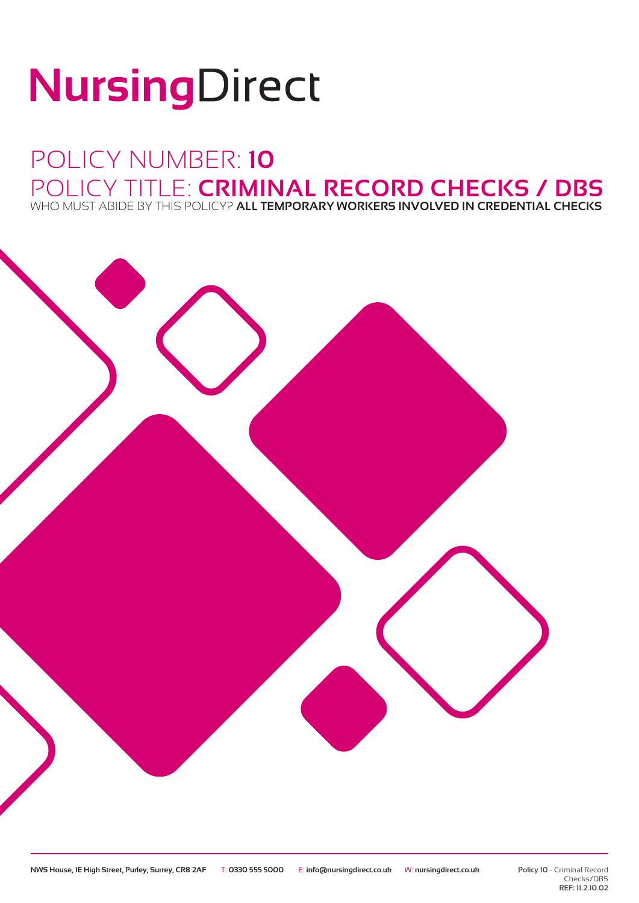# NursingDirect

## POLICY NUMBER: **10**

## POLICY TITLE: **CRIMINAL RECORD CHECKS / DBS**

WHO MUST ABIDE BY THIS POLICY? **ALL TEMPORARY WORKERS INVOLVED IN CREDENTIAL CHECKS**

**NWS House, 1E High Street, Purley, Surrey, CR8 2AF** T: **0330 555 5000** E: **info@nursingdirect.co.uk** W: **nursingdirect.co.uk**

**Policy 10** - Criminal Record Checks/DBS
**REF: 11.2.10.02**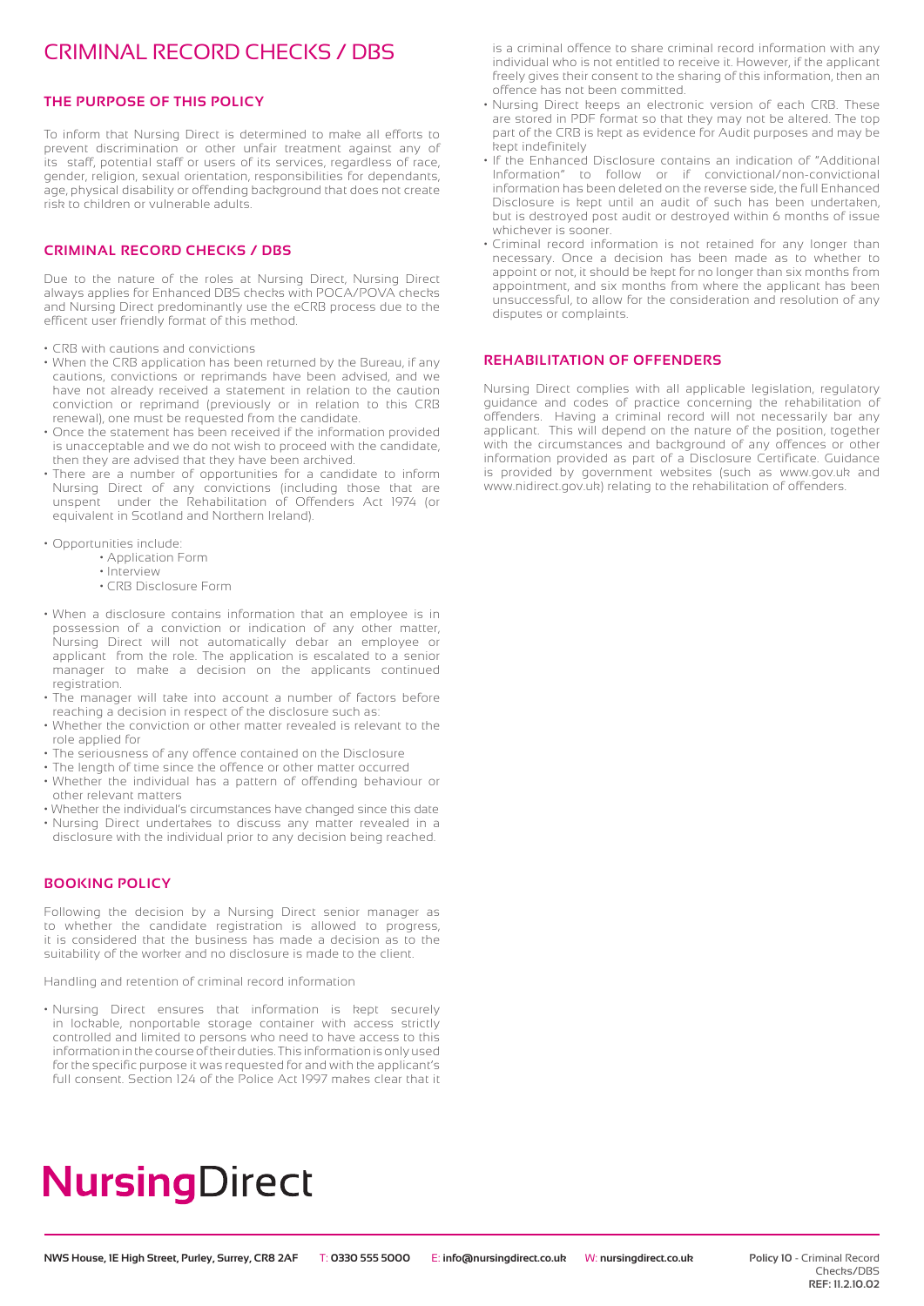# CRIMINAL RECORD CHECKS / DBS

## THE PURPOSE OF THIS POLICY

To inform that Nursing Direct is determined to make all efforts to prevent discrimination or other unfair treatment against any of its staff, potential staff or users of its services, regardless of race, gender, religion, sexual orientation, responsibilities for dependants, age, physical disability or offending background that does not create risk to children or vulnerable adults.

## CRIMINAL RECORD CHECKS / DBS

Due to the nature of the roles at Nursing Direct, Nursing Direct always applies for Enhanced DBS checks with POCA/POVA checks and Nursing Direct predominantly use the eCRB process due to the efficent user friendly format of this method.

- CRB with cautions and convictions
- When the CRB application has been returned by the Bureau, if any cautions, convictions or reprimands have been advised, and we have not already received a statement in relation to the caution conviction or reprimand (previously or in relation to this CRB renewal), one must be requested from the candidate.
- Once the statement has been received if the information provided is unacceptable and we do not wish to proceed with the candidate, then they are advised that they have been archived.
- There are a number of opportunities for a candidate to inform Nursing Direct of any convictions (including those that are unspent under the Rehabilitation of Offenders Act 1974 (or equivalent in Scotland and Northern Ireland).

- Opportunities include:
  - Application Form
  - Interview
  - CRB Disclosure Form

- When a disclosure contains information that an employee is in possession of a conviction or indication of any other matter, Nursing Direct will not automatically debar an employee or applicant from the role. The application is escalated to a senior manager to make a decision on the applicants continued registration.
- The manager will take into account a number of factors before reaching a decision in respect of the disclosure such as:
- Whether the conviction or other matter revealed is relevant to the role applied for
- The seriousness of any offence contained on the Disclosure
- The length of time since the offence or other matter occurred
- Whether the individual has a pattern of offending behaviour or other relevant matters
- Whether the individual's circumstances have changed since this date
- Nursing Direct undertakes to discuss any matter revealed in a disclosure with the individual prior to any decision being reached.

## BOOKING POLICY

Following the decision by a Nursing Direct senior manager as to whether the candidate registration is allowed to progress, it is considered that the business has made a decision as to the suitability of the worker and no disclosure is made to the client.

Handling and retention of criminal record information

- Nursing Direct ensures that information is kept securely in lockable, nonportable storage container with access strictly controlled and limited to persons who need to have access to this information in the course of their duties. This information is only used for the specific purpose it was requested for and with the applicant's full consent. Section 124 of the Police Act 1997 makes clear that it is a criminal offence to share criminal record information with any individual who is not entitled to receive it. However, if the applicant freely gives their consent to the sharing of this information, then an offence has not been committed.
- Nursing Direct keeps an electronic version of each CRB. These are stored in PDF format so that they may not be altered. The top part of the CRB is kept as evidence for Audit purposes and may be kept indefinitely
- If the Enhanced Disclosure contains an indication of "Additional Information" to follow or if convictional/non-convictional information has been deleted on the reverse side, the full Enhanced Disclosure is kept until an audit of such has been undertaken, but is destroyed post audit or destroyed within 6 months of issue whichever is sooner.
- Criminal record information is not retained for any longer than necessary. Once a decision has been made as to whether to appoint or not, it should be kept for no longer than six months from appointment, and six months from where the applicant has been unsuccessful, to allow for the consideration and resolution of any disputes or complaints.

## REHABILITATION OF OFFENDERS

Nursing Direct complies with all applicable legislation, regulatory guidance and codes of practice concerning the rehabilitation of offenders. Having a criminal record will not necessarily bar any applicant. This will depend on the nature of the position, together with the circumstances and background of any offences or other information provided as part of a Disclosure Certificate. Guidance is provided by government websites (such as www.gov.uk and www.nidirect.gov.uk) relating to the rehabilitation of offenders.

**NursingDirect**

**NWS House, 1E High Street, Purley, Surrey, CR8 2AF** T: **0330 555 5000** E: **info@nursingdirect.co.uk** W: **nursingdirect.co.uk**

**Policy 10** - Criminal Record Checks/DBS
**REF: 11.2.10.02**